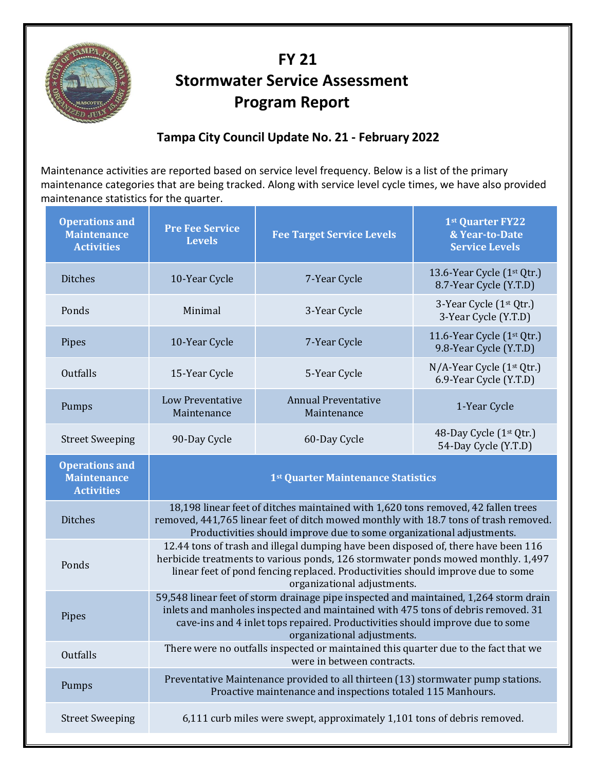# FY 21
# Stormwater Service Assessment
# Program Report

## Tampa City Council Update No. 21 - February 2022

Maintenance activities are reported based on service level frequency. Below is a list of the primary maintenance categories that are being tracked. Along with service level cycle times, we have also provided maintenance statistics for the quarter.

| Operations and Maintenance Activities | Pre Fee Service Levels | Fee Target Service Levels | 1st Quarter FY22 & Year-to-Date Service Levels |
|---|---|---|---|
| Ditches | 10-Year Cycle | 7-Year Cycle | 13.6-Year Cycle (1st Qtr.) 8.7-Year Cycle (Y.T.D) |
| Ponds | Minimal | 3-Year Cycle | 3-Year Cycle (1st Qtr.) 3-Year Cycle (Y.T.D) |
| Pipes | 10-Year Cycle | 7-Year Cycle | 11.6-Year Cycle (1st Qtr.) 9.8-Year Cycle (Y.T.D) |
| Outfalls | 15-Year Cycle | 5-Year Cycle | N/A-Year Cycle (1st Qtr.) 6.9-Year Cycle (Y.T.D) |
| Pumps | Low Preventative Maintenance | Annual Preventative Maintenance | 1-Year Cycle |
| Street Sweeping | 90-Day Cycle | 60-Day Cycle | 48-Day Cycle (1st Qtr.) 54-Day Cycle (Y.T.D) |

| Operations and Maintenance Activities | 1st Quarter Maintenance Statistics |
|---|---|
| Ditches | 18,198 linear feet of ditches maintained with 1,620 tons removed, 42 fallen trees removed, 441,765 linear feet of ditch mowed monthly with 18.7 tons of trash removed. Productivities should improve due to some organizational adjustments. |
| Ponds | 12.44 tons of trash and illegal dumping have been disposed of, there have been 116 herbicide treatments to various ponds, 126 stormwater ponds mowed monthly. 1,497 linear feet of pond fencing replaced. Productivities should improve due to some organizational adjustments. |
| Pipes | 59,548 linear feet of storm drainage pipe inspected and maintained, 1,264 storm drain inlets and manholes inspected and maintained with 475 tons of debris removed. 31 cave-ins and 4 inlet tops repaired. Productivities should improve due to some organizational adjustments. |
| Outfalls | There were no outfalls inspected or maintained this quarter due to the fact that we were in between contracts. |
| Pumps | Preventative Maintenance provided to all thirteen (13) stormwater pump stations. Proactive maintenance and inspections totaled 115 Manhours. |
| Street Sweeping | 6,111 curb miles were swept, approximately 1,101 tons of debris removed. |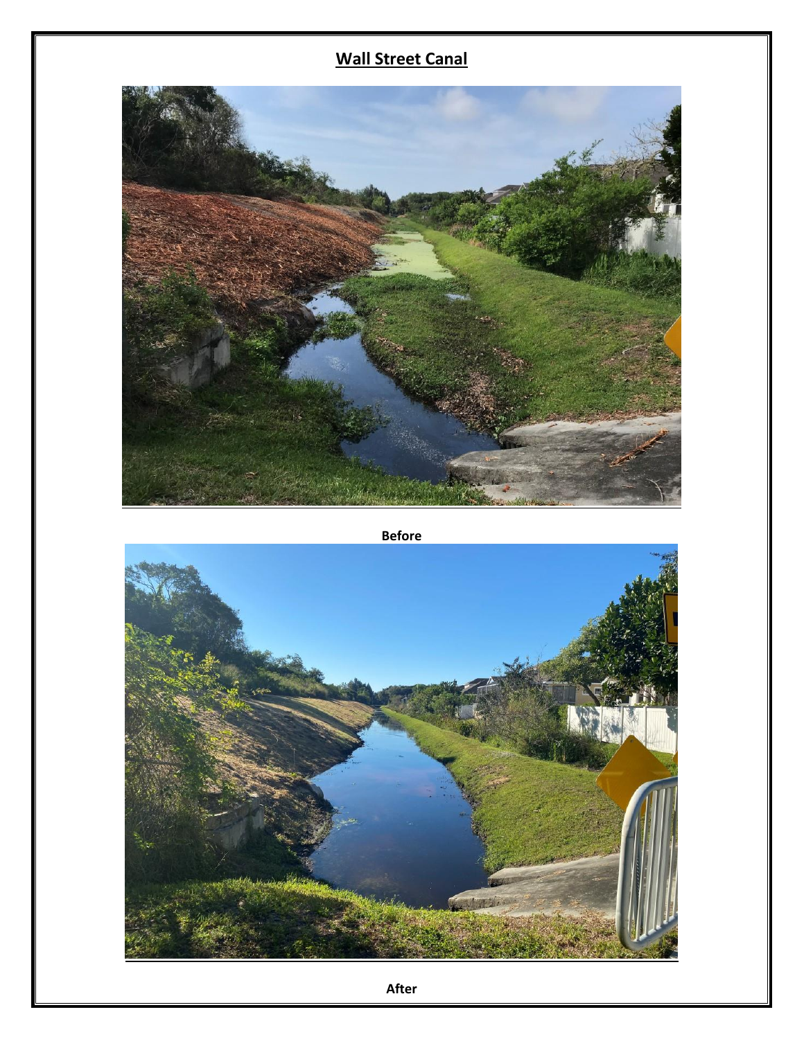# Wall Street Canal

Before

After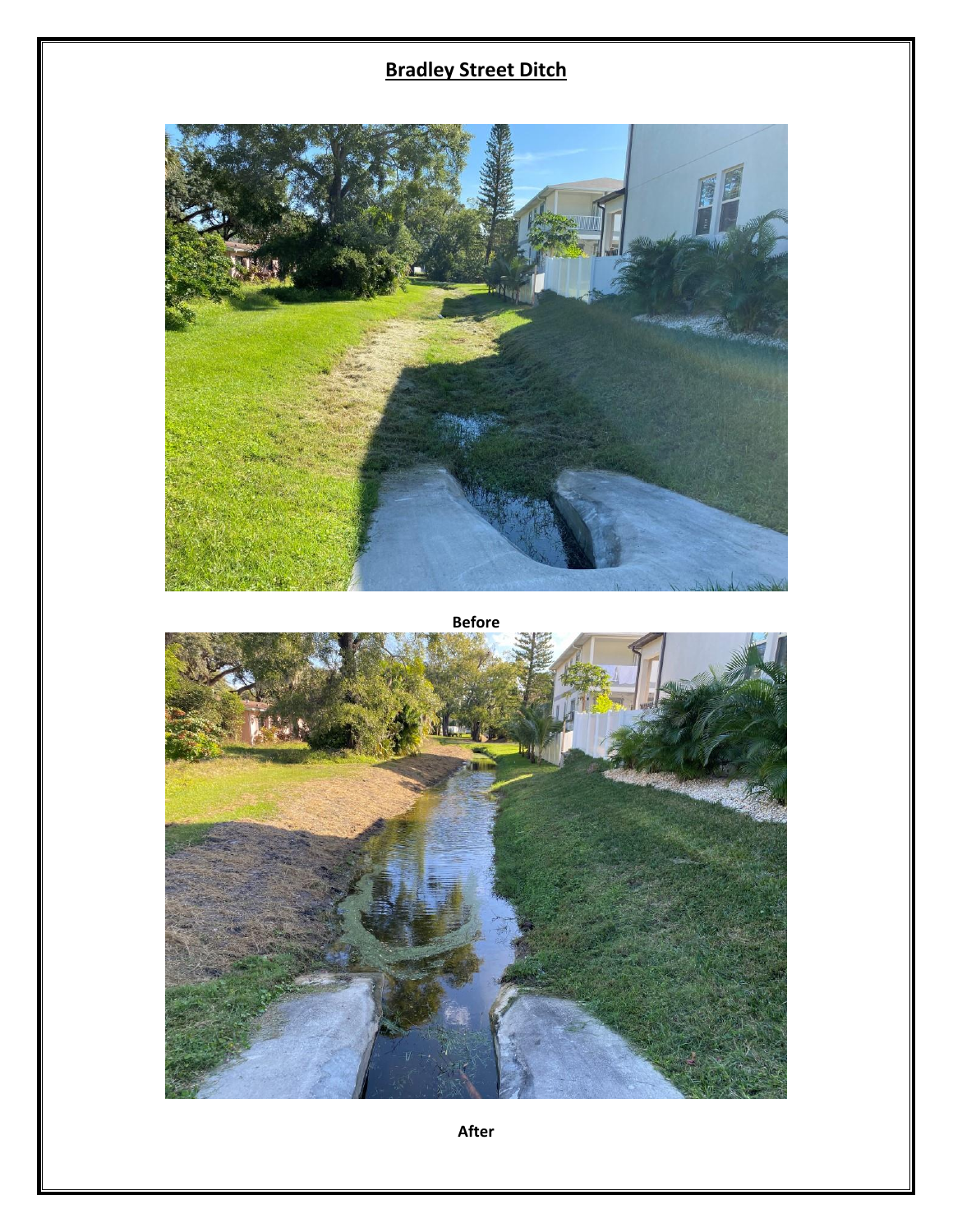## Bradley Street Ditch

**Before**

**After**